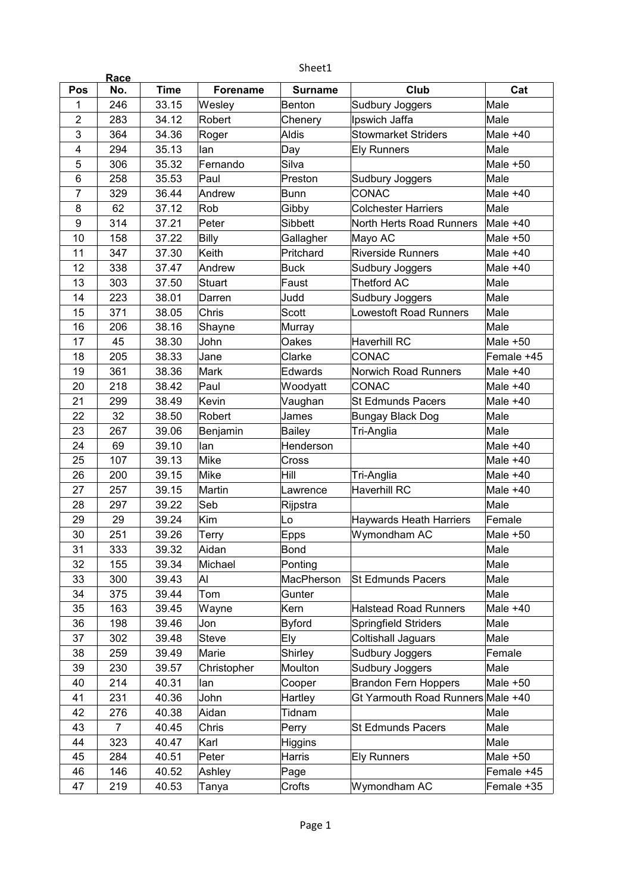Sheet1

| Pos | Race No. | Time | Forename | Surname | Club | Cat |
|---|---|---|---|---|---|---|
| 1 | 246 | 33.15 | Wesley | Benton | Sudbury Joggers | Male |
| 2 | 283 | 34.12 | Robert | Chenery | Ipswich Jaffa | Male |
| 3 | 364 | 34.36 | Roger | Aldis | Stowmarket Striders | Male +40 |
| 4 | 294 | 35.13 | Ian | Day | Ely Runners | Male |
| 5 | 306 | 35.32 | Fernando | Silva | | Male +50 |
| 6 | 258 | 35.53 | Paul | Preston | Sudbury Joggers | Male |
| 7 | 329 | 36.44 | Andrew | Bunn | CONAC | Male +40 |
| 8 | 62 | 37.12 | Rob | Gibby | Colchester Harriers | Male |
| 9 | 314 | 37.21 | Peter | Sibbett | North Herts Road Runners | Male +40 |
| 10 | 158 | 37.22 | Billy | Gallagher | Mayo AC | Male +50 |
| 11 | 347 | 37.30 | Keith | Pritchard | Riverside Runners | Male +40 |
| 12 | 338 | 37.47 | Andrew | Buck | Sudbury Joggers | Male +40 |
| 13 | 303 | 37.50 | Stuart | Faust | Thetford AC | Male |
| 14 | 223 | 38.01 | Darren | Judd | Sudbury Joggers | Male |
| 15 | 371 | 38.05 | Chris | Scott | Lowestoft Road Runners | Male |
| 16 | 206 | 38.16 | Shayne | Murray | | Male |
| 17 | 45 | 38.30 | John | Oakes | Haverhill RC | Male +50 |
| 18 | 205 | 38.33 | Jane | Clarke | CONAC | Female +45 |
| 19 | 361 | 38.36 | Mark | Edwards | Norwich Road Runners | Male +40 |
| 20 | 218 | 38.42 | Paul | Woodyatt | CONAC | Male +40 |
| 21 | 299 | 38.49 | Kevin | Vaughan | St Edmunds Pacers | Male +40 |
| 22 | 32 | 38.50 | Robert | James | Bungay Black Dog | Male |
| 23 | 267 | 39.06 | Benjamin | Bailey | Tri-Anglia | Male |
| 24 | 69 | 39.10 | Ian | Henderson | | Male +40 |
| 25 | 107 | 39.13 | Mike | Cross | | Male +40 |
| 26 | 200 | 39.15 | Mike | Hill | Tri-Anglia | Male +40 |
| 27 | 257 | 39.15 | Martin | Lawrence | Haverhill RC | Male +40 |
| 28 | 297 | 39.22 | Seb | Rijpstra | | Male |
| 29 | 29 | 39.24 | Kim | Lo | Haywards Heath Harriers | Female |
| 30 | 251 | 39.26 | Terry | Epps | Wymondham AC | Male +50 |
| 31 | 333 | 39.32 | Aidan | Bond | | Male |
| 32 | 155 | 39.34 | Michael | Ponting | | Male |
| 33 | 300 | 39.43 | Al | MacPherson | St Edmunds Pacers | Male |
| 34 | 375 | 39.44 | Tom | Gunter | | Male |
| 35 | 163 | 39.45 | Wayne | Kern | Halstead Road Runners | Male +40 |
| 36 | 198 | 39.46 | Jon | Byford | Springfield Striders | Male |
| 37 | 302 | 39.48 | Steve | Ely | Coltishall Jaguars | Male |
| 38 | 259 | 39.49 | Marie | Shirley | Sudbury Joggers | Female |
| 39 | 230 | 39.57 | Christopher | Moulton | Sudbury Joggers | Male |
| 40 | 214 | 40.31 | Ian | Cooper | Brandon Fern Hoppers | Male +50 |
| 41 | 231 | 40.36 | John | Hartley | Gt Yarmouth Road Runners | Male +40 |
| 42 | 276 | 40.38 | Aidan | Tidnam | | Male |
| 43 | 7 | 40.45 | Chris | Perry | St Edmunds Pacers | Male |
| 44 | 323 | 40.47 | Karl | Higgins | | Male |
| 45 | 284 | 40.51 | Peter | Harris | Ely Runners | Male +50 |
| 46 | 146 | 40.52 | Ashley | Page | | Female +45 |
| 47 | 219 | 40.53 | Tanya | Crofts | Wymondham AC | Female +35 |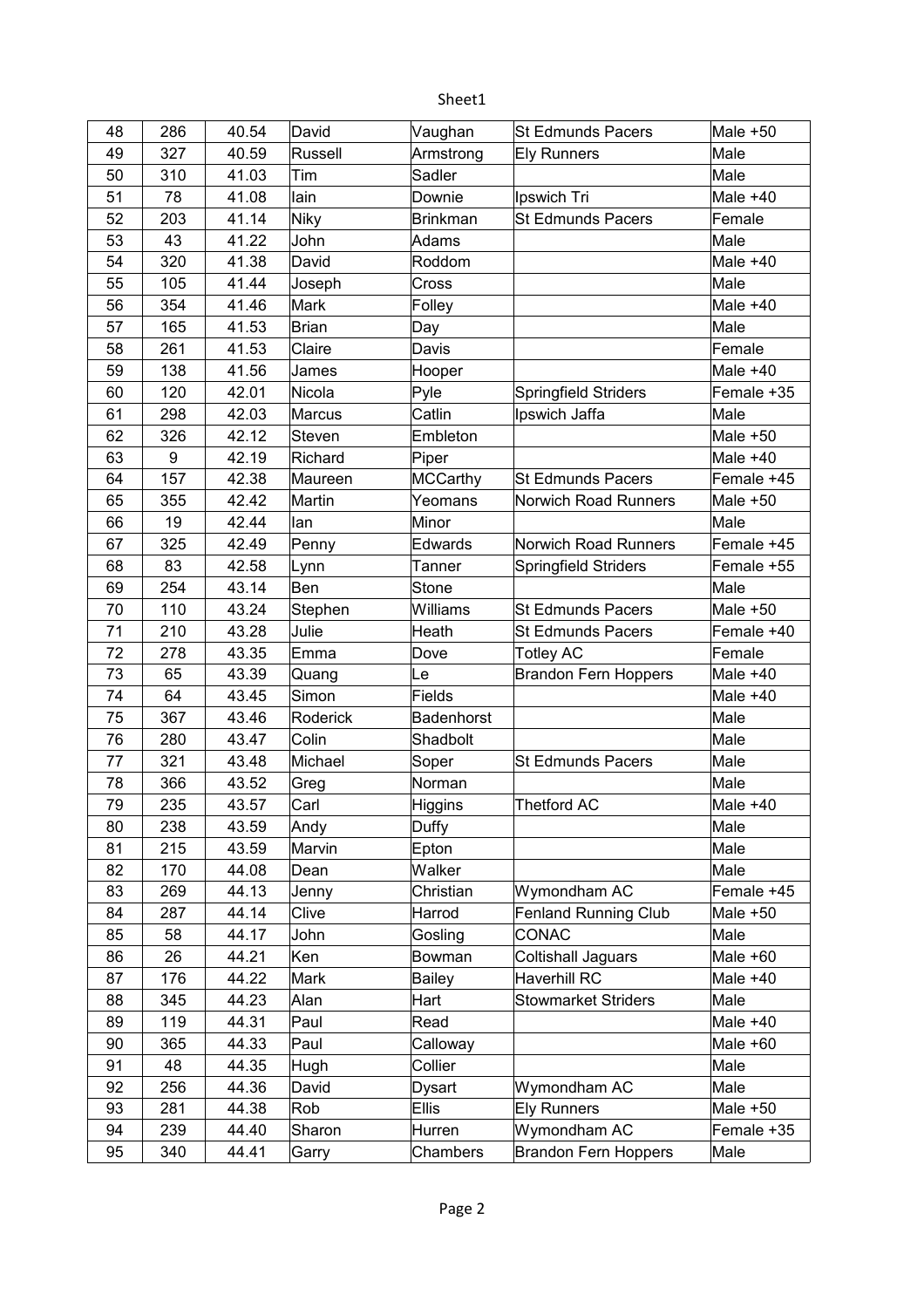| | | | | | | |
|---|---|---|---|---|---|---|
| 48 | 286 | 40.54 | David | Vaughan | St Edmunds Pacers | Male +50 |
| 49 | 327 | 40.59 | Russell | Armstrong | Ely Runners | Male |
| 50 | 310 | 41.03 | Tim | Sadler | | Male |
| 51 | 78 | 41.08 | Iain | Downie | Ipswich Tri | Male +40 |
| 52 | 203 | 41.14 | Niky | Brinkman | St Edmunds Pacers | Female |
| 53 | 43 | 41.22 | John | Adams | | Male |
| 54 | 320 | 41.38 | David | Roddom | | Male +40 |
| 55 | 105 | 41.44 | Joseph | Cross | | Male |
| 56 | 354 | 41.46 | Mark | Folley | | Male +40 |
| 57 | 165 | 41.53 | Brian | Day | | Male |
| 58 | 261 | 41.53 | Claire | Davis | | Female |
| 59 | 138 | 41.56 | James | Hooper | | Male +40 |
| 60 | 120 | 42.01 | Nicola | Pyle | Springfield Striders | Female +35 |
| 61 | 298 | 42.03 | Marcus | Catlin | Ipswich Jaffa | Male |
| 62 | 326 | 42.12 | Steven | Embleton | | Male +50 |
| 63 | 9 | 42.19 | Richard | Piper | | Male +40 |
| 64 | 157 | 42.38 | Maureen | MCCarthy | St Edmunds Pacers | Female +45 |
| 65 | 355 | 42.42 | Martin | Yeomans | Norwich Road Runners | Male +50 |
| 66 | 19 | 42.44 | Ian | Minor | | Male |
| 67 | 325 | 42.49 | Penny | Edwards | Norwich Road Runners | Female +45 |
| 68 | 83 | 42.58 | Lynn | Tanner | Springfield Striders | Female +55 |
| 69 | 254 | 43.14 | Ben | Stone | | Male |
| 70 | 110 | 43.24 | Stephen | Williams | St Edmunds Pacers | Male +50 |
| 71 | 210 | 43.28 | Julie | Heath | St Edmunds Pacers | Female +40 |
| 72 | 278 | 43.35 | Emma | Dove | Totley AC | Female |
| 73 | 65 | 43.39 | Quang | Le | Brandon Fern Hoppers | Male +40 |
| 74 | 64 | 43.45 | Simon | Fields | | Male +40 |
| 75 | 367 | 43.46 | Roderick | Badenhorst | | Male |
| 76 | 280 | 43.47 | Colin | Shadbolt | | Male |
| 77 | 321 | 43.48 | Michael | Soper | St Edmunds Pacers | Male |
| 78 | 366 | 43.52 | Greg | Norman | | Male |
| 79 | 235 | 43.57 | Carl | Higgins | Thetford AC | Male +40 |
| 80 | 238 | 43.59 | Andy | Duffy | | Male |
| 81 | 215 | 43.59 | Marvin | Epton | | Male |
| 82 | 170 | 44.08 | Dean | Walker | | Male |
| 83 | 269 | 44.13 | Jenny | Christian | Wymondham AC | Female +45 |
| 84 | 287 | 44.14 | Clive | Harrod | Fenland Running Club | Male +50 |
| 85 | 58 | 44.17 | John | Gosling | CONAC | Male |
| 86 | 26 | 44.21 | Ken | Bowman | Coltishall Jaguars | Male +60 |
| 87 | 176 | 44.22 | Mark | Bailey | Haverhill RC | Male +40 |
| 88 | 345 | 44.23 | Alan | Hart | Stowmarket Striders | Male |
| 89 | 119 | 44.31 | Paul | Read | | Male +40 |
| 90 | 365 | 44.33 | Paul | Calloway | | Male +60 |
| 91 | 48 | 44.35 | Hugh | Collier | | Male |
| 92 | 256 | 44.36 | David | Dysart | Wymondham AC | Male |
| 93 | 281 | 44.38 | Rob | Ellis | Ely Runners | Male +50 |
| 94 | 239 | 44.40 | Sharon | Hurren | Wymondham AC | Female +35 |
| 95 | 340 | 44.41 | Garry | Chambers | Brandon Fern Hoppers | Male |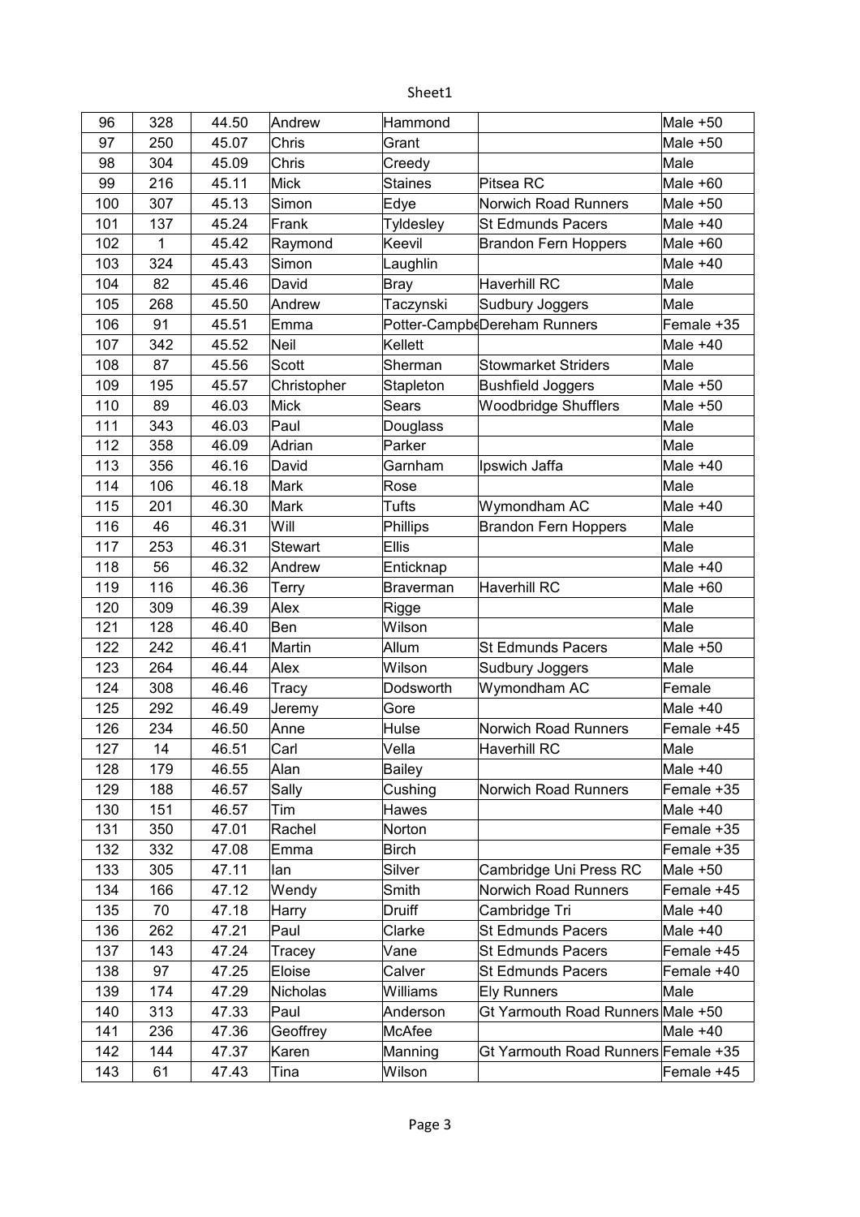| 96 | 328 | 44.50 | Andrew | Hammond | | Male +50 |
|---|---|---|---|---|---|---|
| 97 | 250 | 45.07 | Chris | Grant | | Male +50 |
| 98 | 304 | 45.09 | Chris | Creedy | | Male |
| 99 | 216 | 45.11 | Mick | Staines | Pitsea RC | Male +60 |
| 100 | 307 | 45.13 | Simon | Edye | Norwich Road Runners | Male +50 |
| 101 | 137 | 45.24 | Frank | Tyldesley | St Edmunds Pacers | Male +40 |
| 102 | 1 | 45.42 | Raymond | Keevil | Brandon Fern Hoppers | Male +60 |
| 103 | 324 | 45.43 | Simon | Laughlin | | Male +40 |
| 104 | 82 | 45.46 | David | Bray | Haverhill RC | Male |
| 105 | 268 | 45.50 | Andrew | Taczynski | Sudbury Joggers | Male |
| 106 | 91 | 45.51 | Emma | Potter-Campbe | Dereham Runners | Female +35 |
| 107 | 342 | 45.52 | Neil | Kellett | | Male +40 |
| 108 | 87 | 45.56 | Scott | Sherman | Stowmarket Striders | Male |
| 109 | 195 | 45.57 | Christopher | Stapleton | Bushfield Joggers | Male +50 |
| 110 | 89 | 46.03 | Mick | Sears | Woodbridge Shufflers | Male +50 |
| 111 | 343 | 46.03 | Paul | Douglass | | Male |
| 112 | 358 | 46.09 | Adrian | Parker | | Male |
| 113 | 356 | 46.16 | David | Garnham | Ipswich Jaffa | Male +40 |
| 114 | 106 | 46.18 | Mark | Rose | | Male |
| 115 | 201 | 46.30 | Mark | Tufts | Wymondham AC | Male +40 |
| 116 | 46 | 46.31 | Will | Phillips | Brandon Fern Hoppers | Male |
| 117 | 253 | 46.31 | Stewart | Ellis | | Male |
| 118 | 56 | 46.32 | Andrew | Enticknap | | Male +40 |
| 119 | 116 | 46.36 | Terry | Braverman | Haverhill RC | Male +60 |
| 120 | 309 | 46.39 | Alex | Rigge | | Male |
| 121 | 128 | 46.40 | Ben | Wilson | | Male |
| 122 | 242 | 46.41 | Martin | Allum | St Edmunds Pacers | Male +50 |
| 123 | 264 | 46.44 | Alex | Wilson | Sudbury Joggers | Male |
| 124 | 308 | 46.46 | Tracy | Dodsworth | Wymondham AC | Female |
| 125 | 292 | 46.49 | Jeremy | Gore | | Male +40 |
| 126 | 234 | 46.50 | Anne | Hulse | Norwich Road Runners | Female +45 |
| 127 | 14 | 46.51 | Carl | Vella | Haverhill RC | Male |
| 128 | 179 | 46.55 | Alan | Bailey | | Male +40 |
| 129 | 188 | 46.57 | Sally | Cushing | Norwich Road Runners | Female +35 |
| 130 | 151 | 46.57 | Tim | Hawes | | Male +40 |
| 131 | 350 | 47.01 | Rachel | Norton | | Female +35 |
| 132 | 332 | 47.08 | Emma | Birch | | Female +35 |
| 133 | 305 | 47.11 | Ian | Silver | Cambridge Uni Press RC | Male +50 |
| 134 | 166 | 47.12 | Wendy | Smith | Norwich Road Runners | Female +45 |
| 135 | 70 | 47.18 | Harry | Druiff | Cambridge Tri | Male +40 |
| 136 | 262 | 47.21 | Paul | Clarke | St Edmunds Pacers | Male +40 |
| 137 | 143 | 47.24 | Tracey | Vane | St Edmunds Pacers | Female +45 |
| 138 | 97 | 47.25 | Eloise | Calver | St Edmunds Pacers | Female +40 |
| 139 | 174 | 47.29 | Nicholas | Williams | Ely Runners | Male |
| 140 | 313 | 47.33 | Paul | Anderson | Gt Yarmouth Road Runners | Male +50 |
| 141 | 236 | 47.36 | Geoffrey | McAfee | | Male +40 |
| 142 | 144 | 47.37 | Karen | Manning | Gt Yarmouth Road Runners | Female +35 |
| 143 | 61 | 47.43 | Tina | Wilson | | Female +45 |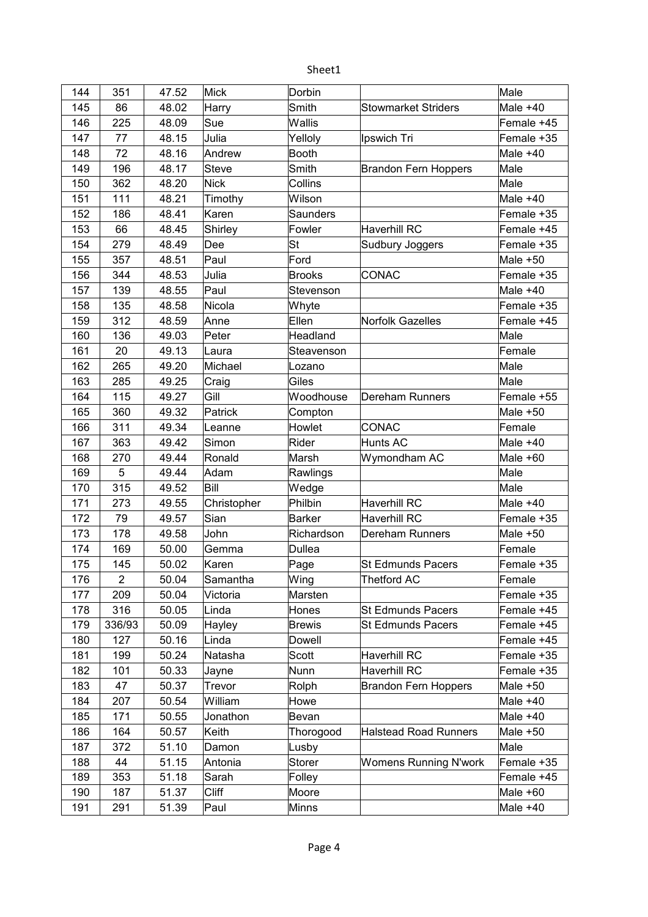| 144 | 351 | 47.52 | Mick | Dorbin | | Male |
|---|---|---|---|---|---|---|
| 145 | 86 | 48.02 | Harry | Smith | Stowmarket Striders | Male +40 |
| 146 | 225 | 48.09 | Sue | Wallis | | Female +45 |
| 147 | 77 | 48.15 | Julia | Yelloly | Ipswich Tri | Female +35 |
| 148 | 72 | 48.16 | Andrew | Booth | | Male +40 |
| 149 | 196 | 48.17 | Steve | Smith | Brandon Fern Hoppers | Male |
| 150 | 362 | 48.20 | Nick | Collins | | Male |
| 151 | 111 | 48.21 | Timothy | Wilson | | Male +40 |
| 152 | 186 | 48.41 | Karen | Saunders | | Female +35 |
| 153 | 66 | 48.45 | Shirley | Fowler | Haverhill RC | Female +45 |
| 154 | 279 | 48.49 | Dee | St | Sudbury Joggers | Female +35 |
| 155 | 357 | 48.51 | Paul | Ford | | Male +50 |
| 156 | 344 | 48.53 | Julia | Brooks | CONAC | Female +35 |
| 157 | 139 | 48.55 | Paul | Stevenson | | Male +40 |
| 158 | 135 | 48.58 | Nicola | Whyte | | Female +35 |
| 159 | 312 | 48.59 | Anne | Ellen | Norfolk Gazelles | Female +45 |
| 160 | 136 | 49.03 | Peter | Headland | | Male |
| 161 | 20 | 49.13 | Laura | Steavenson | | Female |
| 162 | 265 | 49.20 | Michael | Lozano | | Male |
| 163 | 285 | 49.25 | Craig | Giles | | Male |
| 164 | 115 | 49.27 | Gill | Woodhouse | Dereham Runners | Female +55 |
| 165 | 360 | 49.32 | Patrick | Compton | | Male +50 |
| 166 | 311 | 49.34 | Leanne | Howlet | CONAC | Female |
| 167 | 363 | 49.42 | Simon | Rider | Hunts AC | Male +40 |
| 168 | 270 | 49.44 | Ronald | Marsh | Wymondham AC | Male +60 |
| 169 | 5 | 49.44 | Adam | Rawlings | | Male |
| 170 | 315 | 49.52 | Bill | Wedge | | Male |
| 171 | 273 | 49.55 | Christopher | Philbin | Haverhill RC | Male +40 |
| 172 | 79 | 49.57 | Sian | Barker | Haverhill RC | Female +35 |
| 173 | 178 | 49.58 | John | Richardson | Dereham Runners | Male +50 |
| 174 | 169 | 50.00 | Gemma | Dullea | | Female |
| 175 | 145 | 50.02 | Karen | Page | St Edmunds Pacers | Female +35 |
| 176 | 2 | 50.04 | Samantha | Wing | Thetford AC | Female |
| 177 | 209 | 50.04 | Victoria | Marsten | | Female +35 |
| 178 | 316 | 50.05 | Linda | Hones | St Edmunds Pacers | Female +45 |
| 179 | 336/93 | 50.09 | Hayley | Brewis | St Edmunds Pacers | Female +45 |
| 180 | 127 | 50.16 | Linda | Dowell | | Female +45 |
| 181 | 199 | 50.24 | Natasha | Scott | Haverhill RC | Female +35 |
| 182 | 101 | 50.33 | Jayne | Nunn | Haverhill RC | Female +35 |
| 183 | 47 | 50.37 | Trevor | Rolph | Brandon Fern Hoppers | Male +50 |
| 184 | 207 | 50.54 | William | Howe | | Male +40 |
| 185 | 171 | 50.55 | Jonathon | Bevan | | Male +40 |
| 186 | 164 | 50.57 | Keith | Thorogood | Halstead Road Runners | Male +50 |
| 187 | 372 | 51.10 | Damon | Lusby | | Male |
| 188 | 44 | 51.15 | Antonia | Storer | Womens Running N'work | Female +35 |
| 189 | 353 | 51.18 | Sarah | Folley | | Female +45 |
| 190 | 187 | 51.37 | Cliff | Moore | | Male +60 |
| 191 | 291 | 51.39 | Paul | Minns | | Male +40 |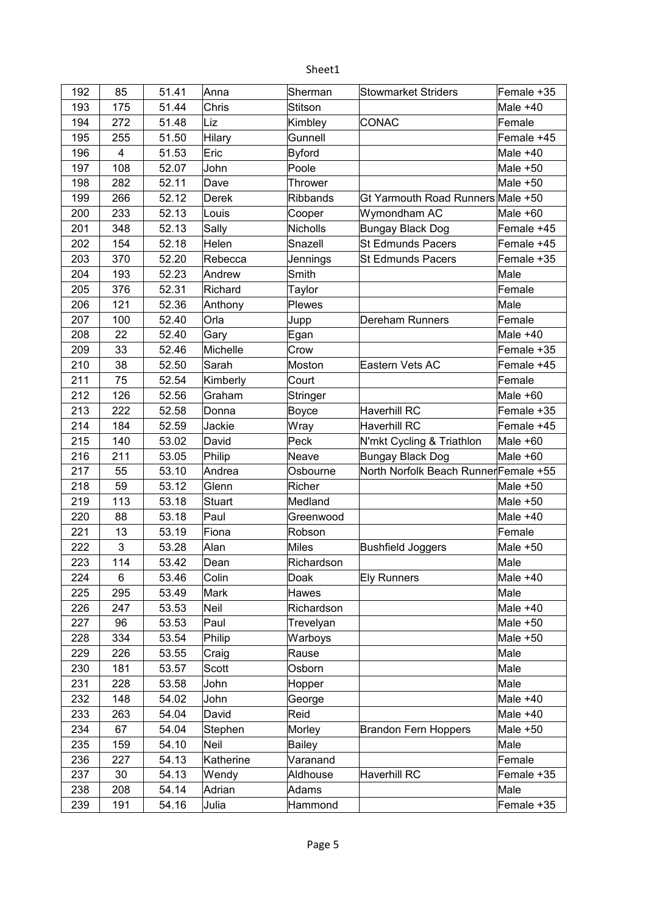| 192 | 85 | 51.41 | Anna | Sherman | Stowmarket Striders | Female +35 |
|---|---|---|---|---|---|---|
| 193 | 175 | 51.44 | Chris | Stitson | | Male +40 |
| 194 | 272 | 51.48 | Liz | Kimbley | CONAC | Female |
| 195 | 255 | 51.50 | Hilary | Gunnell | | Female +45 |
| 196 | 4 | 51.53 | Eric | Byford | | Male +40 |
| 197 | 108 | 52.07 | John | Poole | | Male +50 |
| 198 | 282 | 52.11 | Dave | Thrower | | Male +50 |
| 199 | 266 | 52.12 | Derek | Ribbands | Gt Yarmouth Road Runners | Male +50 |
| 200 | 233 | 52.13 | Louis | Cooper | Wymondham AC | Male +60 |
| 201 | 348 | 52.13 | Sally | Nicholls | Bungay Black Dog | Female +45 |
| 202 | 154 | 52.18 | Helen | Snazell | St Edmunds Pacers | Female +45 |
| 203 | 370 | 52.20 | Rebecca | Jennings | St Edmunds Pacers | Female +35 |
| 204 | 193 | 52.23 | Andrew | Smith | | Male |
| 205 | 376 | 52.31 | Richard | Taylor | | Female |
| 206 | 121 | 52.36 | Anthony | Plewes | | Male |
| 207 | 100 | 52.40 | Orla | Jupp | Dereham Runners | Female |
| 208 | 22 | 52.40 | Gary | Egan | | Male +40 |
| 209 | 33 | 52.46 | Michelle | Crow | | Female +35 |
| 210 | 38 | 52.50 | Sarah | Moston | Eastern Vets AC | Female +45 |
| 211 | 75 | 52.54 | Kimberly | Court | | Female |
| 212 | 126 | 52.56 | Graham | Stringer | | Male +60 |
| 213 | 222 | 52.58 | Donna | Boyce | Haverhill RC | Female +35 |
| 214 | 184 | 52.59 | Jackie | Wray | Haverhill RC | Female +45 |
| 215 | 140 | 53.02 | David | Peck | N'mkt Cycling & Triathlon | Male +60 |
| 216 | 211 | 53.05 | Philip | Neave | Bungay Black Dog | Male +60 |
| 217 | 55 | 53.10 | Andrea | Osbourne | North Norfolk Beach Runner | Female +55 |
| 218 | 59 | 53.12 | Glenn | Richer | | Male +50 |
| 219 | 113 | 53.18 | Stuart | Medland | | Male +50 |
| 220 | 88 | 53.18 | Paul | Greenwood | | Male +40 |
| 221 | 13 | 53.19 | Fiona | Robson | | Female |
| 222 | 3 | 53.28 | Alan | Miles | Bushfield Joggers | Male +50 |
| 223 | 114 | 53.42 | Dean | Richardson | | Male |
| 224 | 6 | 53.46 | Colin | Doak | Ely Runners | Male +40 |
| 225 | 295 | 53.49 | Mark | Hawes | | Male |
| 226 | 247 | 53.53 | Neil | Richardson | | Male +40 |
| 227 | 96 | 53.53 | Paul | Trevelyan | | Male +50 |
| 228 | 334 | 53.54 | Philip | Warboys | | Male +50 |
| 229 | 226 | 53.55 | Craig | Rause | | Male |
| 230 | 181 | 53.57 | Scott | Osborn | | Male |
| 231 | 228 | 53.58 | John | Hopper | | Male |
| 232 | 148 | 54.02 | John | George | | Male +40 |
| 233 | 263 | 54.04 | David | Reid | | Male +40 |
| 234 | 67 | 54.04 | Stephen | Morley | Brandon Fern Hoppers | Male +50 |
| 235 | 159 | 54.10 | Neil | Bailey | | Male |
| 236 | 227 | 54.13 | Katherine | Varanand | | Female |
| 237 | 30 | 54.13 | Wendy | Aldhouse | Haverhill RC | Female +35 |
| 238 | 208 | 54.14 | Adrian | Adams | | Male |
| 239 | 191 | 54.16 | Julia | Hammond | | Female +35 |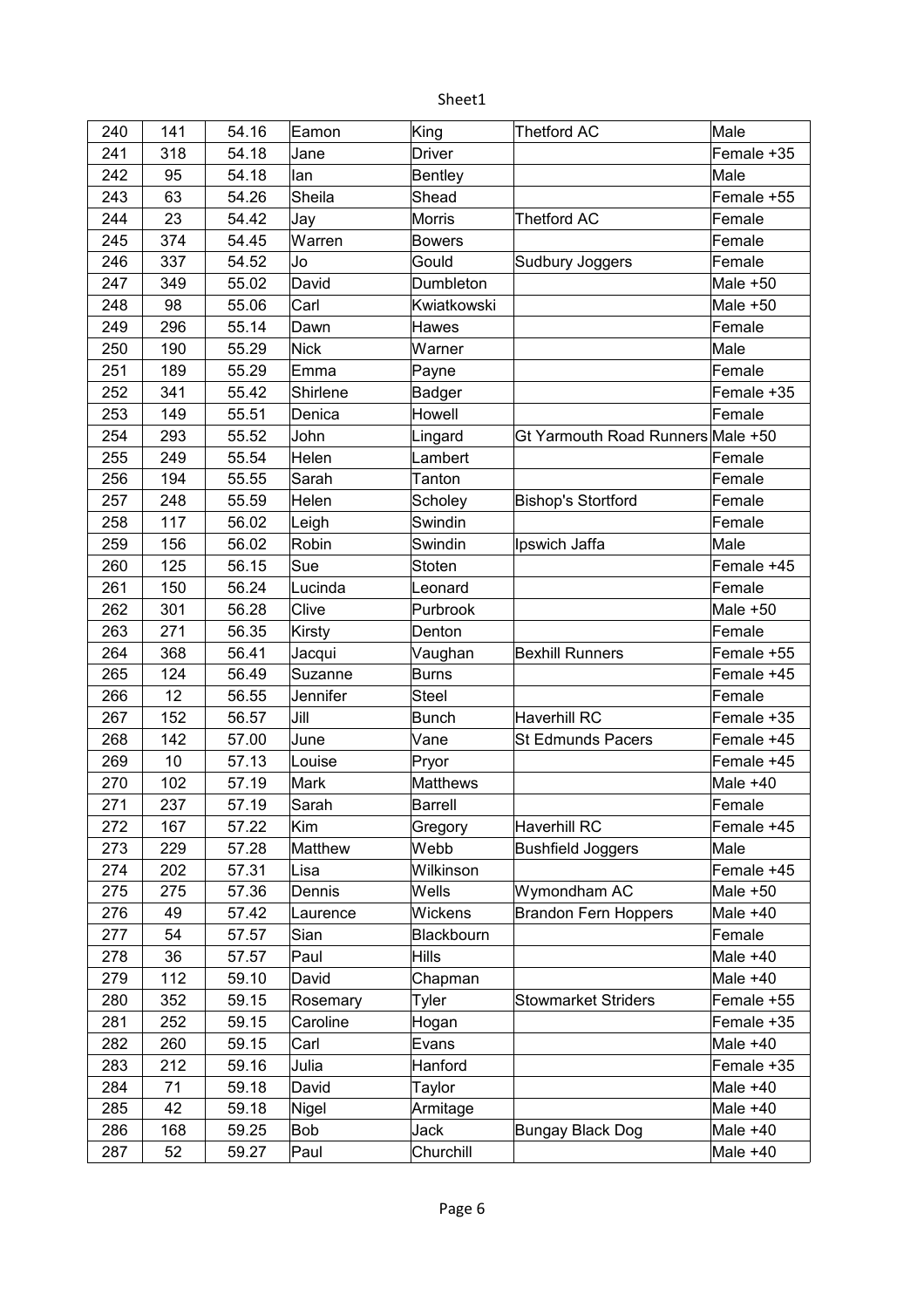| 240 | 141 | 54.16 | Eamon | King | Thetford AC | Male |
|---|---|---|---|---|---|---|
| 241 | 318 | 54.18 | Jane | Driver | | Female +35 |
| 242 | 95 | 54.18 | Ian | Bentley | | Male |
| 243 | 63 | 54.26 | Sheila | Shead | | Female +55 |
| 244 | 23 | 54.42 | Jay | Morris | Thetford AC | Female |
| 245 | 374 | 54.45 | Warren | Bowers | | Female |
| 246 | 337 | 54.52 | Jo | Gould | Sudbury Joggers | Female |
| 247 | 349 | 55.02 | David | Dumbleton | | Male +50 |
| 248 | 98 | 55.06 | Carl | Kwiatkowski | | Male +50 |
| 249 | 296 | 55.14 | Dawn | Hawes | | Female |
| 250 | 190 | 55.29 | Nick | Warner | | Male |
| 251 | 189 | 55.29 | Emma | Payne | | Female |
| 252 | 341 | 55.42 | Shirlene | Badger | | Female +35 |
| 253 | 149 | 55.51 | Denica | Howell | | Female |
| 254 | 293 | 55.52 | John | Lingard | Gt Yarmouth Road Runners | Male +50 |
| 255 | 249 | 55.54 | Helen | Lambert | | Female |
| 256 | 194 | 55.55 | Sarah | Tanton | | Female |
| 257 | 248 | 55.59 | Helen | Scholey | Bishop's Stortford | Female |
| 258 | 117 | 56.02 | Leigh | Swindin | | Female |
| 259 | 156 | 56.02 | Robin | Swindin | Ipswich Jaffa | Male |
| 260 | 125 | 56.15 | Sue | Stoten | | Female +45 |
| 261 | 150 | 56.24 | Lucinda | Leonard | | Female |
| 262 | 301 | 56.28 | Clive | Purbrook | | Male +50 |
| 263 | 271 | 56.35 | Kirsty | Denton | | Female |
| 264 | 368 | 56.41 | Jacqui | Vaughan | Bexhill Runners | Female +55 |
| 265 | 124 | 56.49 | Suzanne | Burns | | Female +45 |
| 266 | 12 | 56.55 | Jennifer | Steel | | Female |
| 267 | 152 | 56.57 | Jill | Bunch | Haverhill RC | Female +35 |
| 268 | 142 | 57.00 | June | Vane | St Edmunds Pacers | Female +45 |
| 269 | 10 | 57.13 | Louise | Pryor | | Female +45 |
| 270 | 102 | 57.19 | Mark | Matthews | | Male +40 |
| 271 | 237 | 57.19 | Sarah | Barrell | | Female |
| 272 | 167 | 57.22 | Kim | Gregory | Haverhill RC | Female +45 |
| 273 | 229 | 57.28 | Matthew | Webb | Bushfield Joggers | Male |
| 274 | 202 | 57.31 | Lisa | Wilkinson | | Female +45 |
| 275 | 275 | 57.36 | Dennis | Wells | Wymondham AC | Male +50 |
| 276 | 49 | 57.42 | Laurence | Wickens | Brandon Fern Hoppers | Male +40 |
| 277 | 54 | 57.57 | Sian | Blackbourn | | Female |
| 278 | 36 | 57.57 | Paul | Hills | | Male +40 |
| 279 | 112 | 59.10 | David | Chapman | | Male +40 |
| 280 | 352 | 59.15 | Rosemary | Tyler | Stowmarket Striders | Female +55 |
| 281 | 252 | 59.15 | Caroline | Hogan | | Female +35 |
| 282 | 260 | 59.15 | Carl | Evans | | Male +40 |
| 283 | 212 | 59.16 | Julia | Hanford | | Female +35 |
| 284 | 71 | 59.18 | David | Taylor | | Male +40 |
| 285 | 42 | 59.18 | Nigel | Armitage | | Male +40 |
| 286 | 168 | 59.25 | Bob | Jack | Bungay Black Dog | Male +40 |
| 287 | 52 | 59.27 | Paul | Churchill | | Male +40 |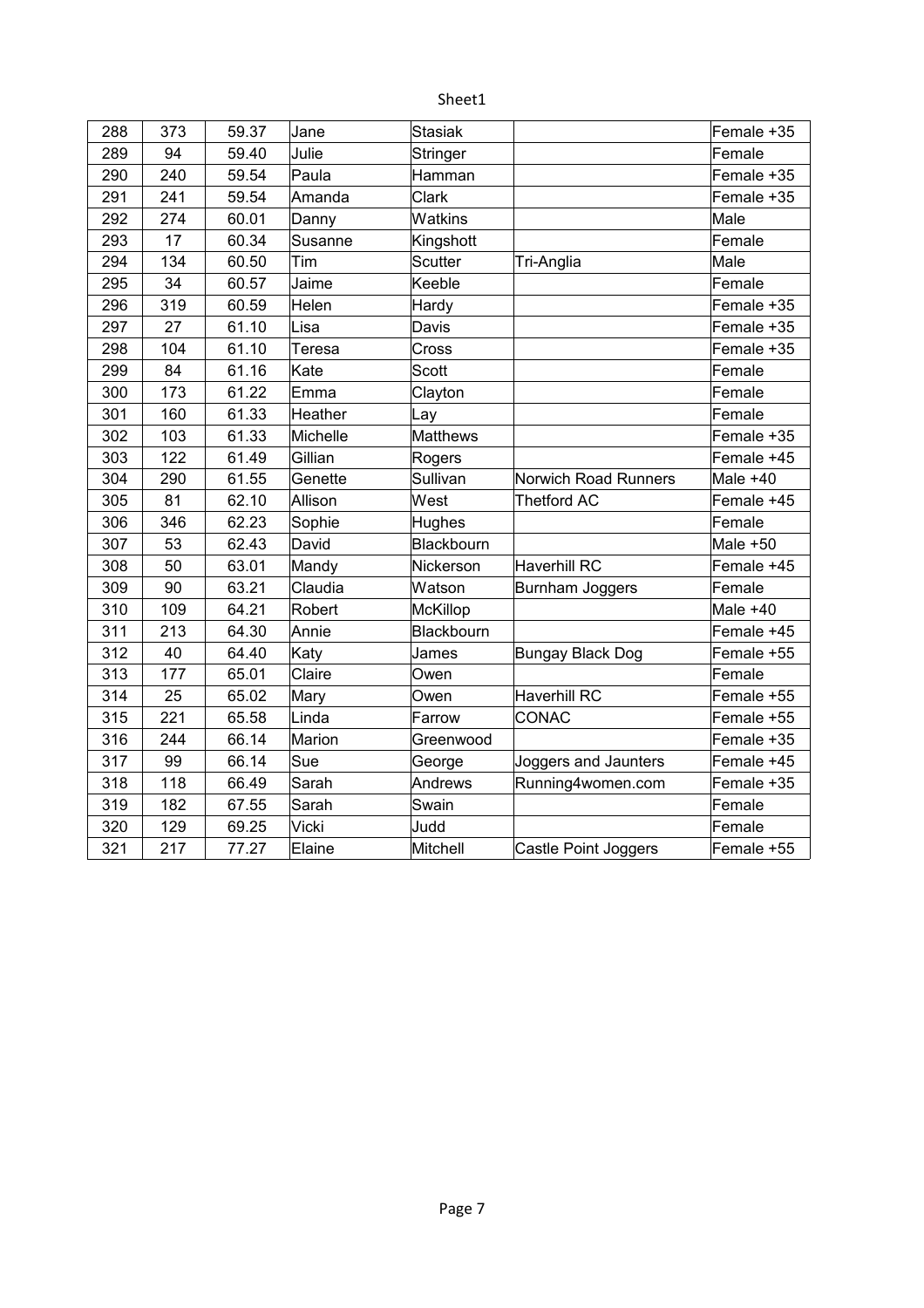| | | | | | | |
|---|---|---|---|---|---|---|
| 288 | 373 | 59.37 | Jane | Stasiak | | Female +35 |
| 289 | 94 | 59.40 | Julie | Stringer | | Female |
| 290 | 240 | 59.54 | Paula | Hamman | | Female +35 |
| 291 | 241 | 59.54 | Amanda | Clark | | Female +35 |
| 292 | 274 | 60.01 | Danny | Watkins | | Male |
| 293 | 17 | 60.34 | Susanne | Kingshott | | Female |
| 294 | 134 | 60.50 | Tim | Scutter | Tri-Anglia | Male |
| 295 | 34 | 60.57 | Jaime | Keeble | | Female |
| 296 | 319 | 60.59 | Helen | Hardy | | Female +35 |
| 297 | 27 | 61.10 | Lisa | Davis | | Female +35 |
| 298 | 104 | 61.10 | Teresa | Cross | | Female +35 |
| 299 | 84 | 61.16 | Kate | Scott | | Female |
| 300 | 173 | 61.22 | Emma | Clayton | | Female |
| 301 | 160 | 61.33 | Heather | Lay | | Female |
| 302 | 103 | 61.33 | Michelle | Matthews | | Female +35 |
| 303 | 122 | 61.49 | Gillian | Rogers | | Female +45 |
| 304 | 290 | 61.55 | Genette | Sullivan | Norwich Road Runners | Male +40 |
| 305 | 81 | 62.10 | Allison | West | Thetford AC | Female +45 |
| 306 | 346 | 62.23 | Sophie | Hughes | | Female |
| 307 | 53 | 62.43 | David | Blackbourn | | Male +50 |
| 308 | 50 | 63.01 | Mandy | Nickerson | Haverhill RC | Female +45 |
| 309 | 90 | 63.21 | Claudia | Watson | Burnham Joggers | Female |
| 310 | 109 | 64.21 | Robert | McKillop | | Male +40 |
| 311 | 213 | 64.30 | Annie | Blackbourn | | Female +45 |
| 312 | 40 | 64.40 | Katy | James | Bungay Black Dog | Female +55 |
| 313 | 177 | 65.01 | Claire | Owen | | Female |
| 314 | 25 | 65.02 | Mary | Owen | Haverhill RC | Female +55 |
| 315 | 221 | 65.58 | Linda | Farrow | CONAC | Female +55 |
| 316 | 244 | 66.14 | Marion | Greenwood | | Female +35 |
| 317 | 99 | 66.14 | Sue | George | Joggers and Jaunters | Female +45 |
| 318 | 118 | 66.49 | Sarah | Andrews | Running4women.com | Female +35 |
| 319 | 182 | 67.55 | Sarah | Swain | | Female |
| 320 | 129 | 69.25 | Vicki | Judd | | Female |
| 321 | 217 | 77.27 | Elaine | Mitchell | Castle Point Joggers | Female +55 |